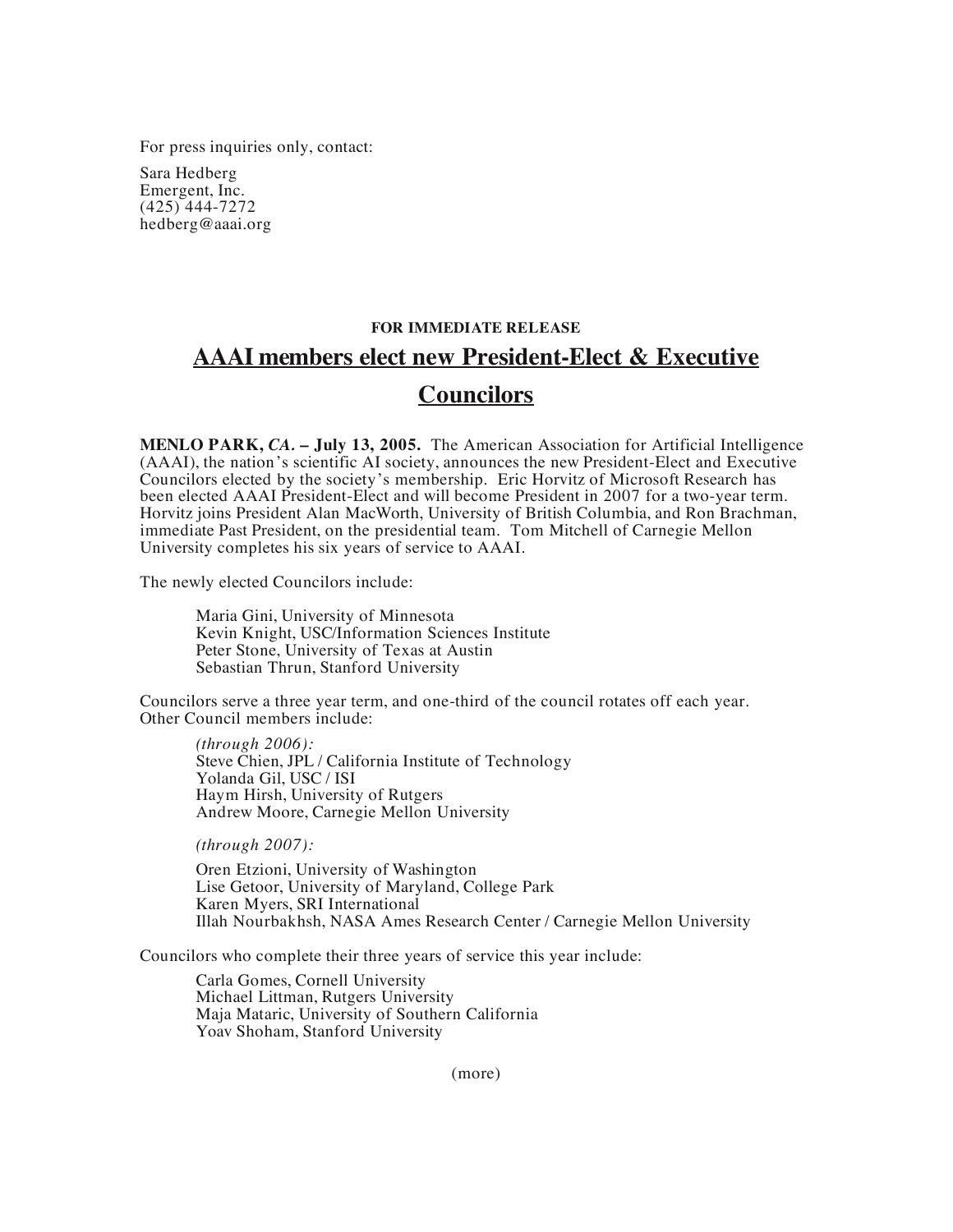For press inquiries only, contact:

Sara Hedberg
Emergent, Inc.
(425) 444-7272
hedberg@aaai.org

**FOR IMMEDIATE RELEASE**

# AAAI members elect new President-Elect & Executive Councilors

**MENLO PARK, *CA.* – July 13, 2005.** The American Association for Artificial Intelligence (AAAI), the nation's scientific AI society, announces the new President-Elect and Executive Councilors elected by the society's membership. Eric Horvitz of Microsoft Research has been elected AAAI President-Elect and will become President in 2007 for a two-year term. Horvitz joins President Alan MacWorth, University of British Columbia, and Ron Brachman, immediate Past President, on the presidential team. Tom Mitchell of Carnegie Mellon University completes his six years of service to AAAI.

The newly elected Councilors include:

Maria Gini, University of Minnesota
Kevin Knight, USC/Information Sciences Institute
Peter Stone, University of Texas at Austin
Sebastian Thrun, Stanford University

Councilors serve a three year term, and one-third of the council rotates off each year. Other Council members include:

*(through 2006):*
Steve Chien, JPL / California Institute of Technology
Yolanda Gil, USC / ISI
Haym Hirsh, University of Rutgers
Andrew Moore, Carnegie Mellon University

*(through 2007):*

Oren Etzioni, University of Washington
Lise Getoor, University of Maryland, College Park
Karen Myers, SRI International
Illah Nourbakhsh, NASA Ames Research Center / Carnegie Mellon University

Councilors who complete their three years of service this year include:

Carla Gomes, Cornell University
Michael Littman, Rutgers University
Maja Mataric, University of Southern California
Yoav Shoham, Stanford University

(more)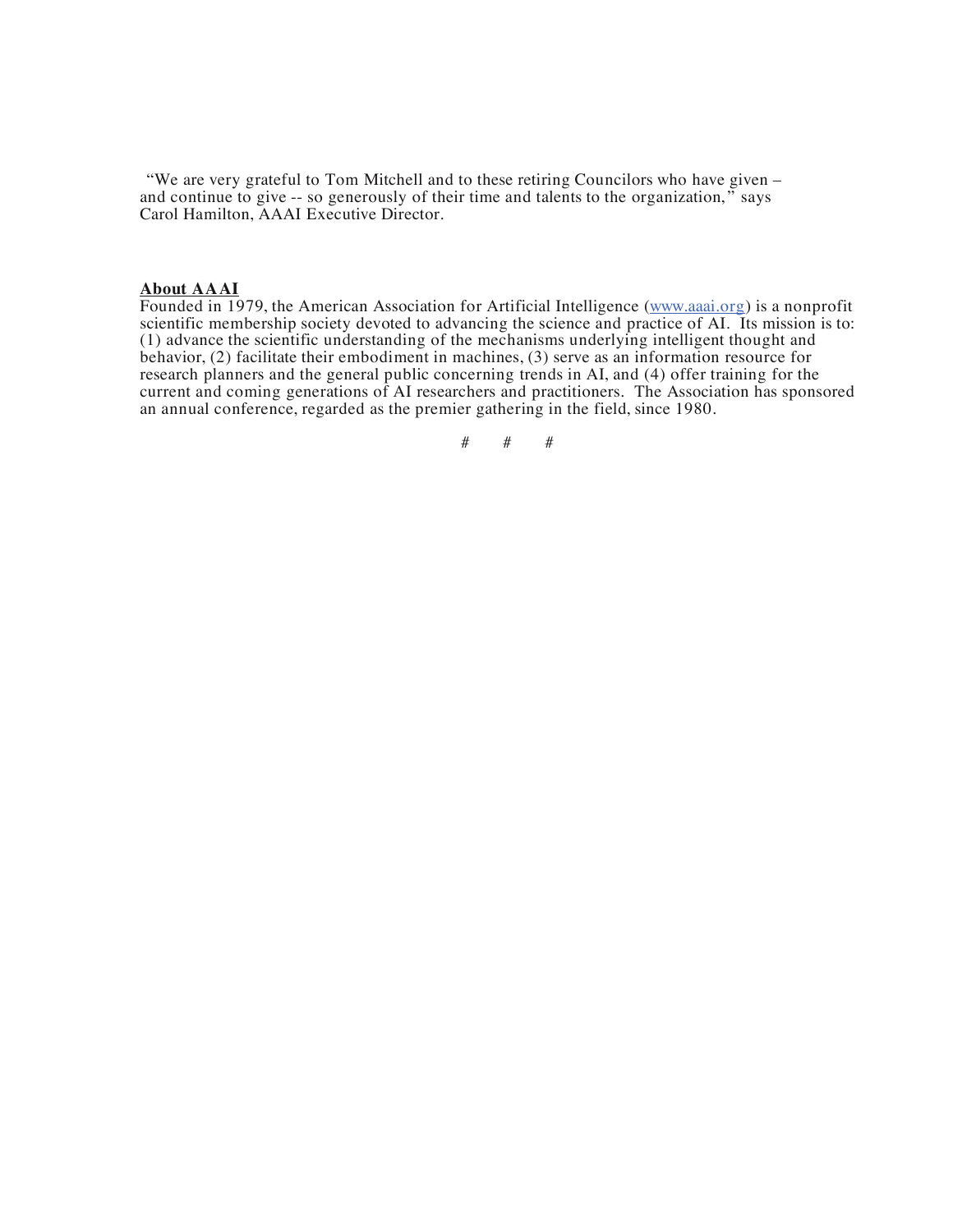"We are very grateful to Tom Mitchell and to these retiring Councilors who have given – and continue to give -- so generously of their time and talents to the organization," says Carol Hamilton, AAAI Executive Director.

**About AAAI**

Founded in 1979, the American Association for Artificial Intelligence (www.aaai.org) is a nonprofit scientific membership society devoted to advancing the science and practice of AI. Its mission is to: (1) advance the scientific understanding of the mechanisms underlying intelligent thought and behavior, (2) facilitate their embodiment in machines, (3) serve as an information resource for research planners and the general public concerning trends in AI, and (4) offer training for the current and coming generations of AI researchers and practitioners. The Association has sponsored an annual conference, regarded as the premier gathering in the field, since 1980.

# # #